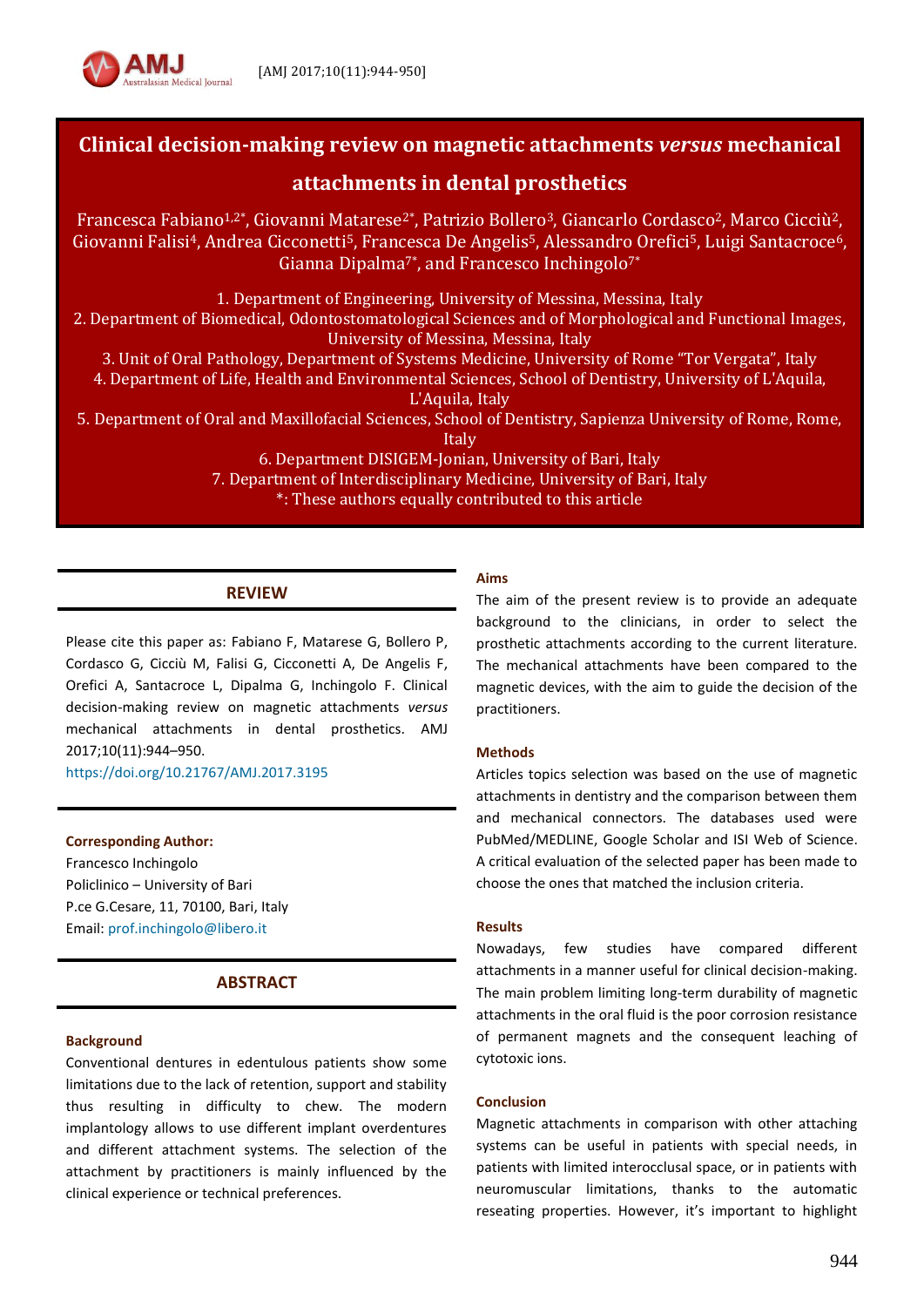# Clinical decision-making review on magnetic attachments *versus* mechanical attachments in dental prosthetics

Francesca Fabiano[1,2*], Giovanni Matarese[2*], Patrizio Bollero[3], Giancarlo Cordasco[2], Marco Cicciù[2], Giovanni Falisi[4], Andrea Cicconetti[5], Francesca De Angelis[5], Alessandro Orefici[5], Luigi Santacroce[6], Gianna Dipalma[7*], and Francesco Inchingolo[7*]

1. Department of Engineering, University of Messina, Messina, Italy
2. Department of Biomedical, Odontostomatological Sciences and of Morphological and Functional Images, University of Messina, Messina, Italy
3. Unit of Oral Pathology, Department of Systems Medicine, University of Rome "Tor Vergata", Italy
4. Department of Life, Health and Environmental Sciences, School of Dentistry, University of L'Aquila, L'Aquila, Italy
5. Department of Oral and Maxillofacial Sciences, School of Dentistry, Sapienza University of Rome, Rome, Italy
6. Department DISIGEM-Jonian, University of Bari, Italy
7. Department of Interdisciplinary Medicine, University of Bari, Italy

*: These authors equally contributed to this article

## REVIEW

Please cite this paper as: Fabiano F, Matarese G, Bollero P, Cordasco G, Cicciù M, Falisi G, Cicconetti A, De Angelis F, Orefici A, Santacroce L, Dipalma G, Inchingolo F. Clinical decision-making review on magnetic attachments *versus* mechanical attachments in dental prosthetics. AMJ 2017;10(11):944–950.

https://doi.org/10.21767/AMJ.2017.3195

**Corresponding Author:**
Francesco Inchingolo
Policlinico – University of Bari
P.ce G.Cesare, 11, 70100, Bari, Italy
Email: prof.inchingolo@libero.it

## ABSTRACT

### Background

Conventional dentures in edentulous patients show some limitations due to the lack of retention, support and stability thus resulting in difficulty to chew. The modern implantology allows to use different implant overdentures and different attachment systems. The selection of the attachment by practitioners is mainly influenced by the clinical experience or technical preferences.

### Aims

The aim of the present review is to provide an adequate background to the clinicians, in order to select the prosthetic attachments according to the current literature. The mechanical attachments have been compared to the magnetic devices, with the aim to guide the decision of the practitioners.

### Methods

Articles topics selection was based on the use of magnetic attachments in dentistry and the comparison between them and mechanical connectors. The databases used were PubMed/MEDLINE, Google Scholar and ISI Web of Science. A critical evaluation of the selected paper has been made to choose the ones that matched the inclusion criteria.

### Results

Nowadays, few studies have compared different attachments in a manner useful for clinical decision-making. The main problem limiting long-term durability of magnetic attachments in the oral fluid is the poor corrosion resistance of permanent magnets and the consequent leaching of cytotoxic ions.

### Conclusion

Magnetic attachments in comparison with other attaching systems can be useful in patients with special needs, in patients with limited interocclusal space, or in patients with neuromuscular limitations, thanks to the automatic reseating properties. However, it's important to highlight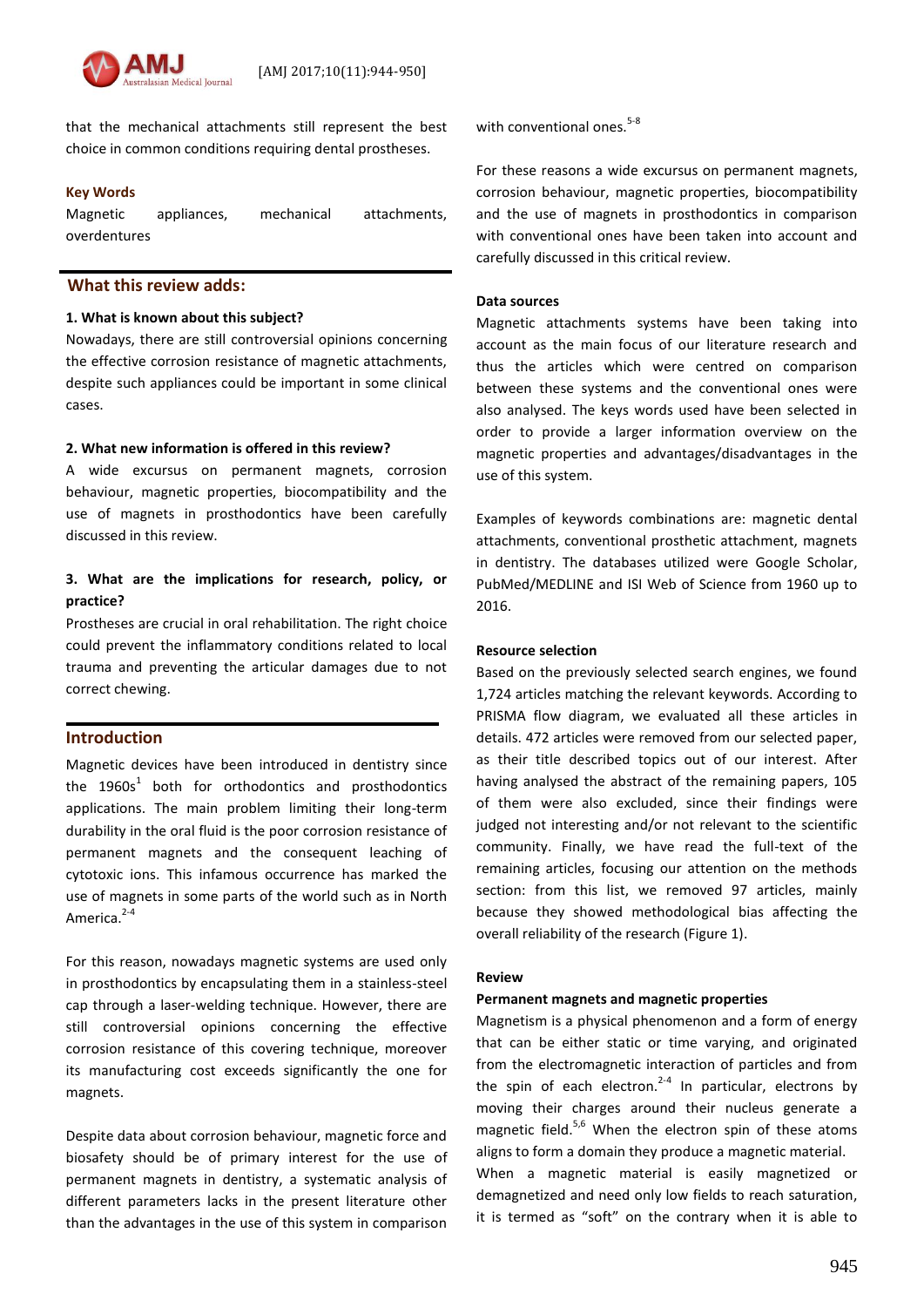that the mechanical attachments still represent the best choice in common conditions requiring dental prostheses.

**Key Words**

Magnetic appliances, mechanical attachments, overdentures

## What this review adds:

**1. What is known about this subject?**

Nowadays, there are still controversial opinions concerning the effective corrosion resistance of magnetic attachments, despite such appliances could be important in some clinical cases.

**2. What new information is offered in this review?**

A wide excursus on permanent magnets, corrosion behaviour, magnetic properties, biocompatibility and the use of magnets in prosthodontics have been carefully discussed in this review.

**3. What are the implications for research, policy, or practice?**

Prostheses are crucial in oral rehabilitation. The right choice could prevent the inflammatory conditions related to local trauma and preventing the articular damages due to not correct chewing.

## Introduction

Magnetic devices have been introduced in dentistry since the 1960s[1] both for orthodontics and prosthodontics applications. The main problem limiting their long-term durability in the oral fluid is the poor corrosion resistance of permanent magnets and the consequent leaching of cytotoxic ions. This infamous occurrence has marked the use of magnets in some parts of the world such as in North America.[2-4]

For this reason, nowadays magnetic systems are used only in prosthodontics by encapsulating them in a stainless-steel cap through a laser-welding technique. However, there are still controversial opinions concerning the effective corrosion resistance of this covering technique, moreover its manufacturing cost exceeds significantly the one for magnets.

Despite data about corrosion behaviour, magnetic force and biosafety should be of primary interest for the use of permanent magnets in dentistry, a systematic analysis of different parameters lacks in the present literature other than the advantages in the use of this system in comparison with conventional ones.[5-8]

For these reasons a wide excursus on permanent magnets, corrosion behaviour, magnetic properties, biocompatibility and the use of magnets in prosthodontics in comparison with conventional ones have been taken into account and carefully discussed in this critical review.

**Data sources**

Magnetic attachments systems have been taking into account as the main focus of our literature research and thus the articles which were centred on comparison between these systems and the conventional ones were also analysed. The keys words used have been selected in order to provide a larger information overview on the magnetic properties and advantages/disadvantages in the use of this system.

Examples of keywords combinations are: magnetic dental attachments, conventional prosthetic attachment, magnets in dentistry. The databases utilized were Google Scholar, PubMed/MEDLINE and ISI Web of Science from 1960 up to 2016.

**Resource selection**

Based on the previously selected search engines, we found 1,724 articles matching the relevant keywords. According to PRISMA flow diagram, we evaluated all these articles in details. 472 articles were removed from our selected paper, as their title described topics out of our interest. After having analysed the abstract of the remaining papers, 105 of them were also excluded, since their findings were judged not interesting and/or not relevant to the scientific community. Finally, we have read the full-text of the remaining articles, focusing our attention on the methods section: from this list, we removed 97 articles, mainly because they showed methodological bias affecting the overall reliability of the research (Figure 1).

**Review**

**Permanent magnets and magnetic properties**

Magnetism is a physical phenomenon and a form of energy that can be either static or time varying, and originated from the electromagnetic interaction of particles and from the spin of each electron.[2-4] In particular, electrons by moving their charges around their nucleus generate a magnetic field.[5,6] When the electron spin of these atoms aligns to form a domain they produce a magnetic material. When a magnetic material is easily magnetized or demagnetized and need only low fields to reach saturation, it is termed as "soft" on the contrary when it is able to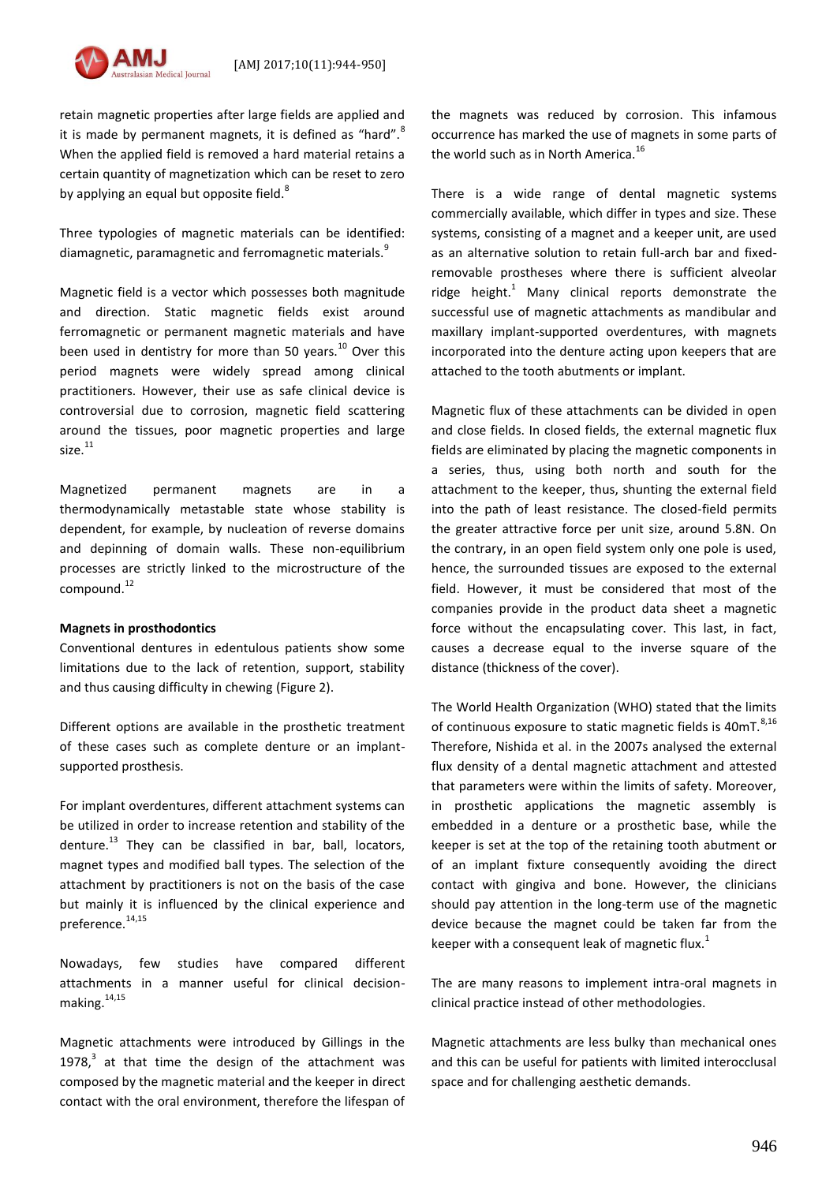retain magnetic properties after large fields are applied and it is made by permanent magnets, it is defined as "hard".[8] When the applied field is removed a hard material retains a certain quantity of magnetization which can be reset to zero by applying an equal but opposite field.[8]

Three typologies of magnetic materials can be identified: diamagnetic, paramagnetic and ferromagnetic materials.[9]

Magnetic field is a vector which possesses both magnitude and direction. Static magnetic fields exist around ferromagnetic or permanent magnetic materials and have been used in dentistry for more than 50 years.[10] Over this period magnets were widely spread among clinical practitioners. However, their use as safe clinical device is controversial due to corrosion, magnetic field scattering around the tissues, poor magnetic properties and large size.[11]

Magnetized permanent magnets are in a thermodynamically metastable state whose stability is dependent, for example, by nucleation of reverse domains and depinning of domain walls. These non-equilibrium processes are strictly linked to the microstructure of the compound.[12]

**Magnets in prosthodontics**

Conventional dentures in edentulous patients show some limitations due to the lack of retention, support, stability and thus causing difficulty in chewing (Figure 2).

Different options are available in the prosthetic treatment of these cases such as complete denture or an implant-supported prosthesis.

For implant overdentures, different attachment systems can be utilized in order to increase retention and stability of the denture.[13] They can be classified in bar, ball, locators, magnet types and modified ball types. The selection of the attachment by practitioners is not on the basis of the case but mainly it is influenced by the clinical experience and preference.[14,15]

Nowadays, few studies have compared different attachments in a manner useful for clinical decision-making.[14,15]

Magnetic attachments were introduced by Gillings in the 1978,[3] at that time the design of the attachment was composed by the magnetic material and the keeper in direct contact with the oral environment, therefore the lifespan of the magnets was reduced by corrosion. This infamous occurrence has marked the use of magnets in some parts of the world such as in North America.[16]

There is a wide range of dental magnetic systems commercially available, which differ in types and size. These systems, consisting of a magnet and a keeper unit, are used as an alternative solution to retain full-arch bar and fixed-removable prostheses where there is sufficient alveolar ridge height.[1] Many clinical reports demonstrate the successful use of magnetic attachments as mandibular and maxillary implant-supported overdentures, with magnets incorporated into the denture acting upon keepers that are attached to the tooth abutments or implant.

Magnetic flux of these attachments can be divided in open and close fields. In closed fields, the external magnetic flux fields are eliminated by placing the magnetic components in a series, thus, using both north and south for the attachment to the keeper, thus, shunting the external field into the path of least resistance. The closed-field permits the greater attractive force per unit size, around 5.8N. On the contrary, in an open field system only one pole is used, hence, the surrounded tissues are exposed to the external field. However, it must be considered that most of the companies provide in the product data sheet a magnetic force without the encapsulating cover. This last, in fact, causes a decrease equal to the inverse square of the distance (thickness of the cover).

The World Health Organization (WHO) stated that the limits of continuous exposure to static magnetic fields is 40mT.[8,16] Therefore, Nishida et al. in the 2007s analysed the external flux density of a dental magnetic attachment and attested that parameters were within the limits of safety. Moreover, in prosthetic applications the magnetic assembly is embedded in a denture or a prosthetic base, while the keeper is set at the top of the retaining tooth abutment or of an implant fixture consequently avoiding the direct contact with gingiva and bone. However, the clinicians should pay attention in the long-term use of the magnetic device because the magnet could be taken far from the keeper with a consequent leak of magnetic flux.[1]

The are many reasons to implement intra-oral magnets in clinical practice instead of other methodologies.

Magnetic attachments are less bulky than mechanical ones and this can be useful for patients with limited interocclusal space and for challenging aesthetic demands.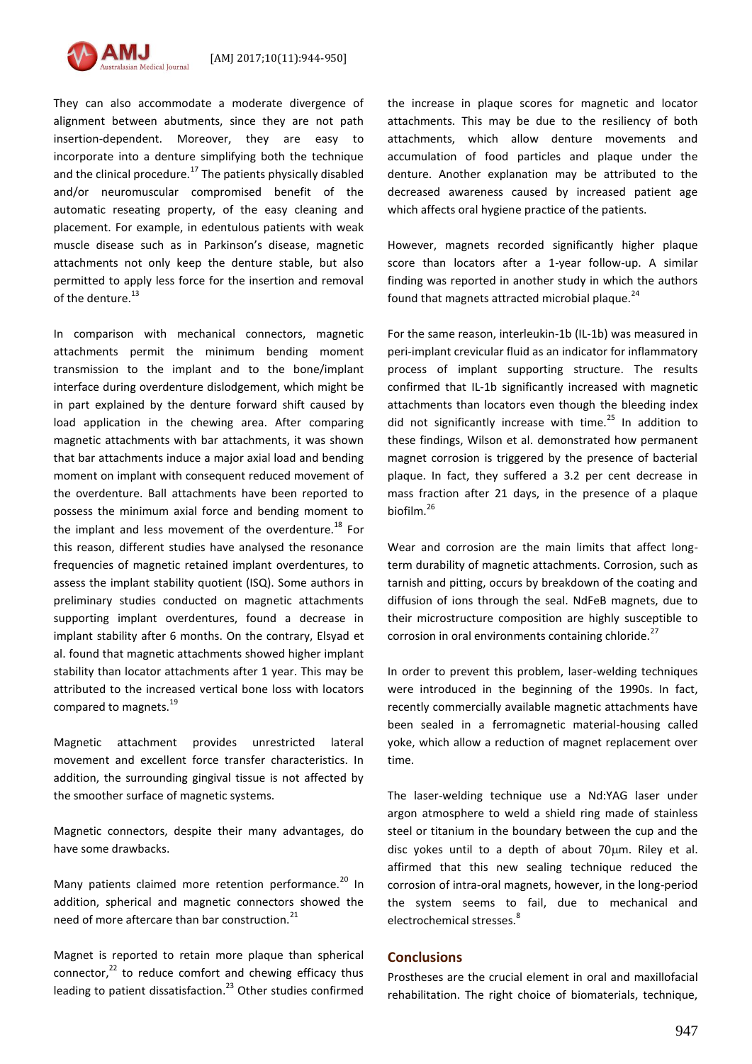They can also accommodate a moderate divergence of alignment between abutments, since they are not path insertion-dependent. Moreover, they are easy to incorporate into a denture simplifying both the technique and the clinical procedure.[17] The patients physically disabled and/or neuromuscular compromised benefit of the automatic reseating property, of the easy cleaning and placement. For example, in edentulous patients with weak muscle disease such as in Parkinson's disease, magnetic attachments not only keep the denture stable, but also permitted to apply less force for the insertion and removal of the denture.[13]

In comparison with mechanical connectors, magnetic attachments permit the minimum bending moment transmission to the implant and to the bone/implant interface during overdenture dislodgement, which might be in part explained by the denture forward shift caused by load application in the chewing area. After comparing magnetic attachments with bar attachments, it was shown that bar attachments induce a major axial load and bending moment on implant with consequent reduced movement of the overdenture. Ball attachments have been reported to possess the minimum axial force and bending moment to the implant and less movement of the overdenture.[18] For this reason, different studies have analysed the resonance frequencies of magnetic retained implant overdentures, to assess the implant stability quotient (ISQ). Some authors in preliminary studies conducted on magnetic attachments supporting implant overdentures, found a decrease in implant stability after 6 months. On the contrary, Elsyad et al. found that magnetic attachments showed higher implant stability than locator attachments after 1 year. This may be attributed to the increased vertical bone loss with locators compared to magnets.[19]

Magnetic attachment provides unrestricted lateral movement and excellent force transfer characteristics. In addition, the surrounding gingival tissue is not affected by the smoother surface of magnetic systems.

Magnetic connectors, despite their many advantages, do have some drawbacks.

Many patients claimed more retention performance.[20] In addition, spherical and magnetic connectors showed the need of more aftercare than bar construction.[21]

Magnet is reported to retain more plaque than spherical connector,[22] to reduce comfort and chewing efficacy thus leading to patient dissatisfaction.[23] Other studies confirmed the increase in plaque scores for magnetic and locator attachments. This may be due to the resiliency of both attachments, which allow denture movements and accumulation of food particles and plaque under the denture. Another explanation may be attributed to the decreased awareness caused by increased patient age which affects oral hygiene practice of the patients.

However, magnets recorded significantly higher plaque score than locators after a 1-year follow-up. A similar finding was reported in another study in which the authors found that magnets attracted microbial plaque.[24]

For the same reason, interleukin-1b (IL-1b) was measured in peri-implant crevicular fluid as an indicator for inflammatory process of implant supporting structure. The results confirmed that IL-1b significantly increased with magnetic attachments than locators even though the bleeding index did not significantly increase with time.[25] In addition to these findings, Wilson et al. demonstrated how permanent magnet corrosion is triggered by the presence of bacterial plaque. In fact, they suffered a 3.2 per cent decrease in mass fraction after 21 days, in the presence of a plaque biofilm.[26]

Wear and corrosion are the main limits that affect long-term durability of magnetic attachments. Corrosion, such as tarnish and pitting, occurs by breakdown of the coating and diffusion of ions through the seal. NdFeB magnets, due to their microstructure composition are highly susceptible to corrosion in oral environments containing chloride.[27]

In order to prevent this problem, laser-welding techniques were introduced in the beginning of the 1990s. In fact, recently commercially available magnetic attachments have been sealed in a ferromagnetic material-housing called yoke, which allow a reduction of magnet replacement over time.

The laser-welding technique use a Nd:YAG laser under argon atmosphere to weld a shield ring made of stainless steel or titanium in the boundary between the cup and the disc yokes until to a depth of about 70μm. Riley et al. affirmed that this new sealing technique reduced the corrosion of intra-oral magnets, however, in the long-period the system seems to fail, due to mechanical and electrochemical stresses.[8]

## Conclusions

Prostheses are the crucial element in oral and maxillofacial rehabilitation. The right choice of biomaterials, technique,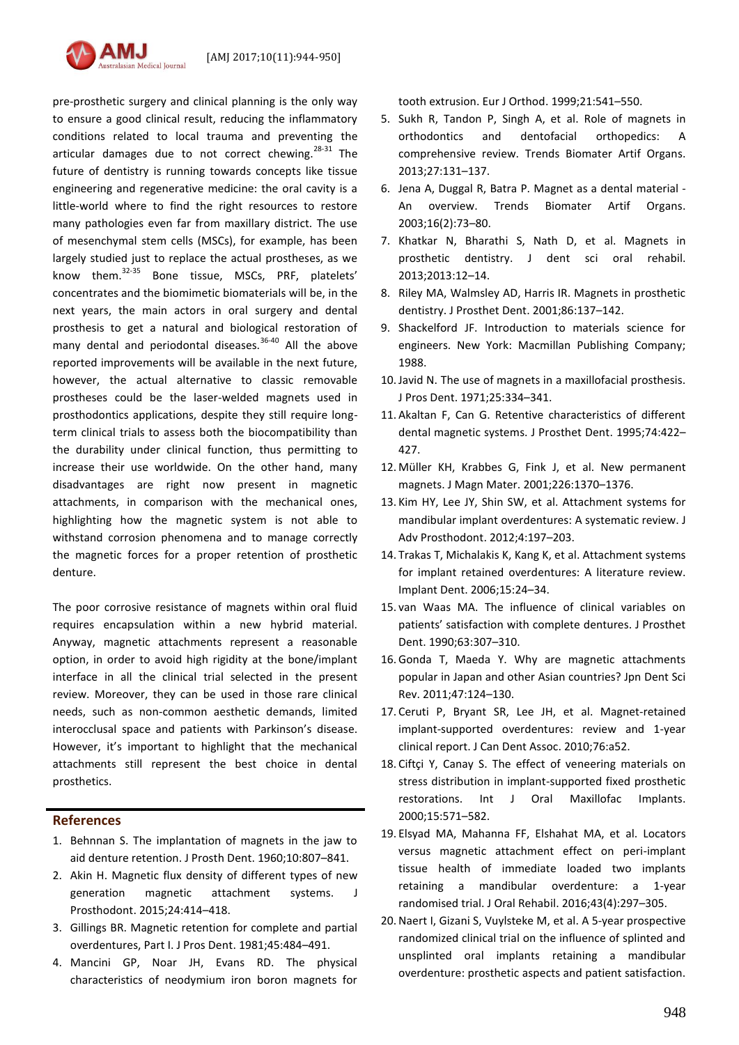pre-prosthetic surgery and clinical planning is the only way to ensure a good clinical result, reducing the inflammatory conditions related to local trauma and preventing the articular damages due to not correct chewing.[28-31] The future of dentistry is running towards concepts like tissue engineering and regenerative medicine: the oral cavity is a little-world where to find the right resources to restore many pathologies even far from maxillary district. The use of mesenchymal stem cells (MSCs), for example, has been largely studied just to replace the actual prostheses, as we know them.[32-35] Bone tissue, MSCs, PRF, platelets' concentrates and the biomimetic biomaterials will be, in the next years, the main actors in oral surgery and dental prosthesis to get a natural and biological restoration of many dental and periodontal diseases.[36-40] All the above reported improvements will be available in the next future, however, the actual alternative to classic removable prostheses could be the laser-welded magnets used in prosthodontics applications, despite they still require long-term clinical trials to assess both the biocompatibility than the durability under clinical function, thus permitting to increase their use worldwide. On the other hand, many disadvantages are right now present in magnetic attachments, in comparison with the mechanical ones, highlighting how the magnetic system is not able to withstand corrosion phenomena and to manage correctly the magnetic forces for a proper retention of prosthetic denture.

The poor corrosive resistance of magnets within oral fluid requires encapsulation within a new hybrid material. Anyway, magnetic attachments represent a reasonable option, in order to avoid high rigidity at the bone/implant interface in all the clinical trial selected in the present review. Moreover, they can be used in those rare clinical needs, such as non-common aesthetic demands, limited interocclusal space and patients with Parkinson's disease. However, it's important to highlight that the mechanical attachments still represent the best choice in dental prosthetics.

## References

1. Behnnan S. The implantation of magnets in the jaw to aid denture retention. J Prosth Dent. 1960;10:807–841.
2. Akin H. Magnetic flux density of different types of new generation magnetic attachment systems. J Prosthodont. 2015;24:414–418.
3. Gillings BR. Magnetic retention for complete and partial overdentures, Part I. J Pros Dent. 1981;45:484–491.
4. Mancini GP, Noar JH, Evans RD. The physical characteristics of neodymium iron boron magnets for tooth extrusion. Eur J Orthod. 1999;21:541–550.
5. Sukh R, Tandon P, Singh A, et al. Role of magnets in orthodontics and dentofacial orthopedics: A comprehensive review. Trends Biomater Artif Organs. 2013;27:131–137.
6. Jena A, Duggal R, Batra P. Magnet as a dental material - An overview. Trends Biomater Artif Organs. 2003;16(2):73–80.
7. Khatkar N, Bharathi S, Nath D, et al. Magnets in prosthetic dentistry. J dent sci oral rehabil. 2013;2013:12–14.
8. Riley MA, Walmsley AD, Harris IR. Magnets in prosthetic dentistry. J Prosthet Dent. 2001;86:137–142.
9. Shackelford JF. Introduction to materials science for engineers. New York: Macmillan Publishing Company; 1988.
10. Javid N. The use of magnets in a maxillofacial prosthesis. J Pros Dent. 1971;25:334–341.
11. Akaltan F, Can G. Retentive characteristics of different dental magnetic systems. J Prosthet Dent. 1995;74:422–427.
12. Müller KH, Krabbes G, Fink J, et al. New permanent magnets. J Magn Mater. 2001;226:1370–1376.
13. Kim HY, Lee JY, Shin SW, et al. Attachment systems for mandibular implant overdentures: A systematic review. J Adv Prosthodont. 2012;4:197–203.
14. Trakas T, Michalakis K, Kang K, et al. Attachment systems for implant retained overdentures: A literature review. Implant Dent. 2006;15:24–34.
15. van Waas MA. The influence of clinical variables on patients' satisfaction with complete dentures. J Prosthet Dent. 1990;63:307–310.
16. Gonda T, Maeda Y. Why are magnetic attachments popular in Japan and other Asian countries? Jpn Dent Sci Rev. 2011;47:124–130.
17. Ceruti P, Bryant SR, Lee JH, et al. Magnet-retained implant-supported overdentures: review and 1-year clinical report. J Can Dent Assoc. 2010;76:a52.
18. Ciftçi Y, Canay S. The effect of veneering materials on stress distribution in implant-supported fixed prosthetic restorations. Int J Oral Maxillofac Implants. 2000;15:571–582.
19. Elsyad MA, Mahanna FF, Elshahat MA, et al. Locators versus magnetic attachment effect on peri-implant tissue health of immediate loaded two implants retaining a mandibular overdenture: a 1-year randomised trial. J Oral Rehabil. 2016;43(4):297–305.
20. Naert I, Gizani S, Vuylsteke M, et al. A 5-year prospective randomized clinical trial on the influence of splinted and unsplinted oral implants retaining a mandibular overdenture: prosthetic aspects and patient satisfaction.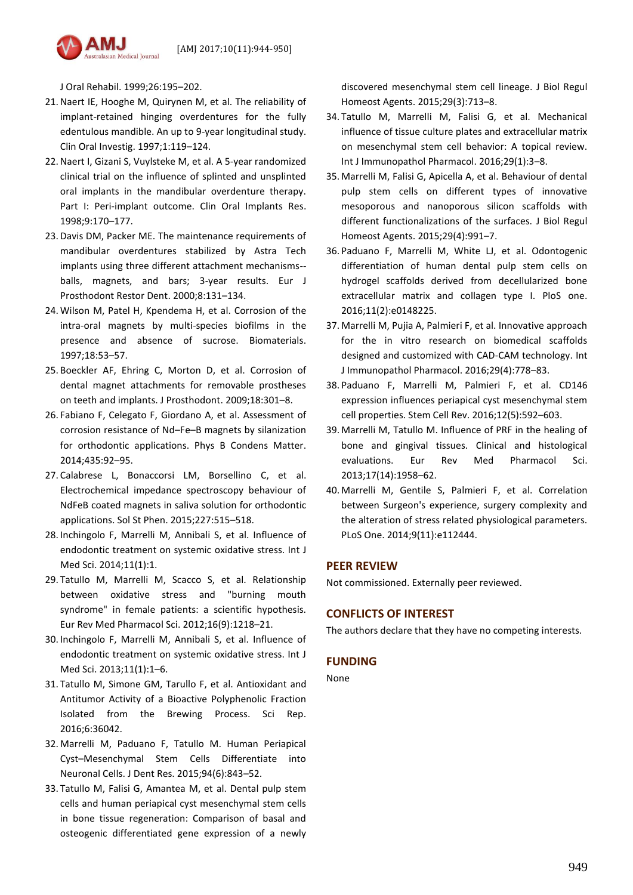J Oral Rehabil. 1999;26:195–202.

21. Naert IE, Hooghe M, Quirynen M, et al. The reliability of implant-retained hinging overdentures for the fully edentulous mandible. An up to 9-year longitudinal study. Clin Oral Investig. 1997;1:119–124.
22. Naert I, Gizani S, Vuylsteke M, et al. A 5-year randomized clinical trial on the influence of splinted and unsplinted oral implants in the mandibular overdenture therapy. Part I: Peri-implant outcome. Clin Oral Implants Res. 1998;9:170–177.
23. Davis DM, Packer ME. The maintenance requirements of mandibular overdentures stabilized by Astra Tech implants using three different attachment mechanisms--balls, magnets, and bars; 3-year results. Eur J Prosthodont Restor Dent. 2000;8:131–134.
24. Wilson M, Patel H, Kpendema H, et al. Corrosion of the intra-oral magnets by multi-species biofilms in the presence and absence of sucrose. Biomaterials. 1997;18:53–57.
25. Boeckler AF, Ehring C, Morton D, et al. Corrosion of dental magnet attachments for removable prostheses on teeth and implants. J Prosthodont. 2009;18:301–8.
26. Fabiano F, Celegato F, Giordano A, et al. Assessment of corrosion resistance of Nd–Fe–B magnets by silanization for orthodontic applications. Phys B Condens Matter. 2014;435:92–95.
27. Calabrese L, Bonaccorsi LM, Borsellino C, et al. Electrochemical impedance spectroscopy behaviour of NdFeB coated magnets in saliva solution for orthodontic applications. Sol St Phen. 2015;227:515–518.
28. Inchingolo F, Marrelli M, Annibali S, et al. Influence of endodontic treatment on systemic oxidative stress. Int J Med Sci. 2014;11(1):1.
29. Tatullo M, Marrelli M, Scacco S, et al. Relationship between oxidative stress and "burning mouth syndrome" in female patients: a scientific hypothesis. Eur Rev Med Pharmacol Sci. 2012;16(9):1218–21.
30. Inchingolo F, Marrelli M, Annibali S, et al. Influence of endodontic treatment on systemic oxidative stress. Int J Med Sci. 2013;11(1):1–6.
31. Tatullo M, Simone GM, Tarullo F, et al. Antioxidant and Antitumor Activity of a Bioactive Polyphenolic Fraction Isolated from the Brewing Process. Sci Rep. 2016;6:36042.
32. Marrelli M, Paduano F, Tatullo M. Human Periapical Cyst–Mesenchymal Stem Cells Differentiate into Neuronal Cells. J Dent Res. 2015;94(6):843–52.
33. Tatullo M, Falisi G, Amantea M, et al. Dental pulp stem cells and human periapical cyst mesenchymal stem cells in bone tissue regeneration: Comparison of basal and osteogenic differentiated gene expression of a newly discovered mesenchymal stem cell lineage. J Biol Regul Homeost Agents. 2015;29(3):713–8.
34. Tatullo M, Marrelli M, Falisi G, et al. Mechanical influence of tissue culture plates and extracellular matrix on mesenchymal stem cell behavior: A topical review. Int J Immunopathol Pharmacol. 2016;29(1):3–8.
35. Marrelli M, Falisi G, Apicella A, et al. Behaviour of dental pulp stem cells on different types of innovative mesoporous and nanoporous silicon scaffolds with different functionalizations of the surfaces. J Biol Regul Homeost Agents. 2015;29(4):991–7.
36. Paduano F, Marrelli M, White LJ, et al. Odontogenic differentiation of human dental pulp stem cells on hydrogel scaffolds derived from decellularized bone extracellular matrix and collagen type I. PloS one. 2016;11(2):e0148225.
37. Marrelli M, Pujia A, Palmieri F, et al. Innovative approach for the in vitro research on biomedical scaffolds designed and customized with CAD-CAM technology. Int J Immunopathol Pharmacol. 2016;29(4):778–83.
38. Paduano F, Marrelli M, Palmieri F, et al. CD146 expression influences periapical cyst mesenchymal stem cell properties. Stem Cell Rev. 2016;12(5):592–603.
39. Marrelli M, Tatullo M. Influence of PRF in the healing of bone and gingival tissues. Clinical and histological evaluations. Eur Rev Med Pharmacol Sci. 2013;17(14):1958–62.
40. Marrelli M, Gentile S, Palmieri F, et al. Correlation between Surgeon's experience, surgery complexity and the alteration of stress related physiological parameters. PLoS One. 2014;9(11):e112444.

## PEER REVIEW

Not commissioned. Externally peer reviewed.

## CONFLICTS OF INTEREST

The authors declare that they have no competing interests.

## FUNDING

None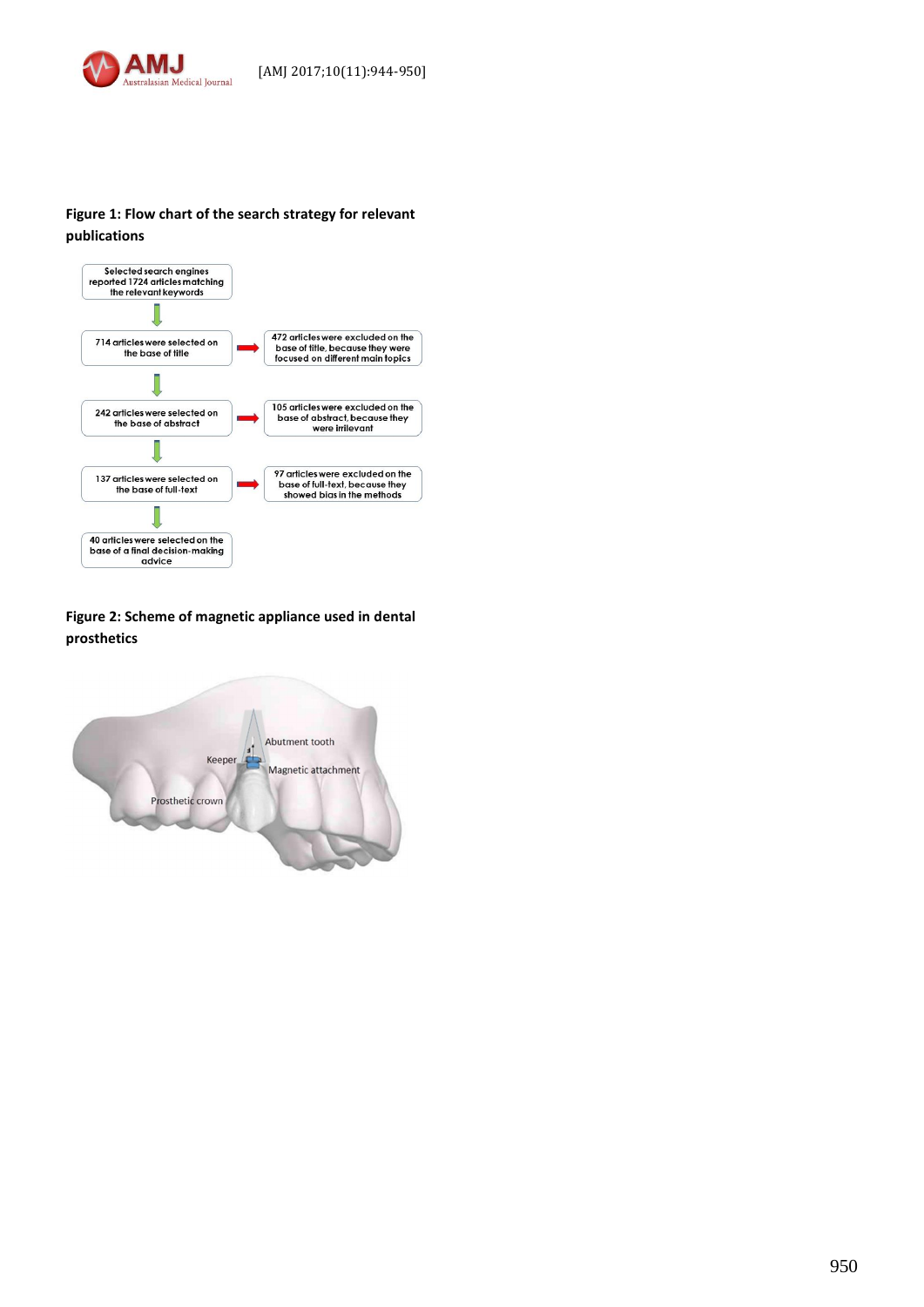**Figure 1: Flow chart of the search strategy for relevant publications**

Selected search engines reported 1724 articles matching the relevant keywords

714 articles were selected on the base of title

472 articles were excluded on the base of title, because they were focused on different main topics

242 articles were selected on the base of abstract

105 articles were excluded on the base of abstract, because they were irrilevant

137 articles were selected on the base of full-text

97 articles were excluded on the base of full-text, because they showed bias in the methods

40 articles were selected on the base of a final decision-making advice

**Figure 2: Scheme of magnetic appliance used in dental prosthetics**

Abutment tooth

Keeper

Magnetic attachment

Prosthetic crown